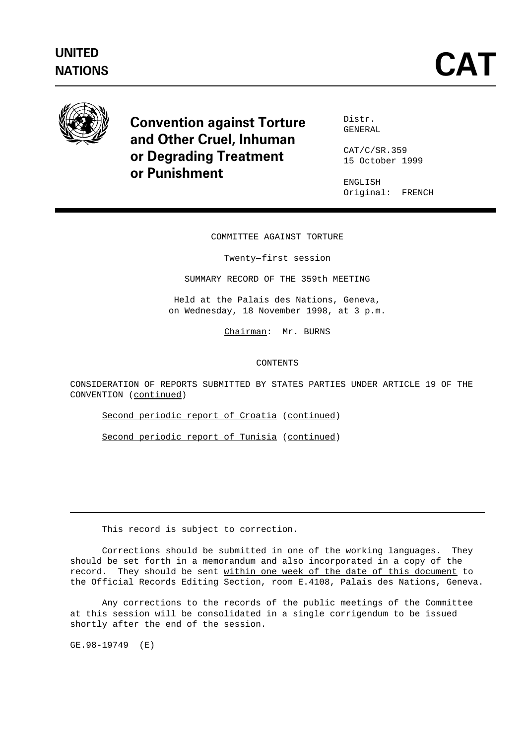UNITED NATIONS

# CAT

## Convention against Torture and Other Cruel, Inhuman or Degrading Treatment or Punishment

Distr.
GENERAL

CAT/C/SR.359
15 October 1999

ENGLISH
Original: FRENCH

COMMITTEE AGAINST TORTURE

Twenty-first session

SUMMARY RECORD OF THE 359th MEETING

Held at the Palais des Nations, Geneva,
on Wednesday, 18 November 1998, at 3 p.m.

Chairman: Mr. BURNS

CONTENTS

CONSIDERATION OF REPORTS SUBMITTED BY STATES PARTIES UNDER ARTICLE 19 OF THE CONVENTION (continued)

Second periodic report of Croatia (continued)

Second periodic report of Tunisia (continued)

---

This record is subject to correction.

Corrections should be submitted in one of the working languages. They should be set forth in a memorandum and also incorporated in a copy of the record. They should be sent within one week of the date of this document to the Official Records Editing Section, room E.4108, Palais des Nations, Geneva.

Any corrections to the records of the public meetings of the Committee at this session will be consolidated in a single corrigendum to be issued shortly after the end of the session.

GE.98-19749 (E)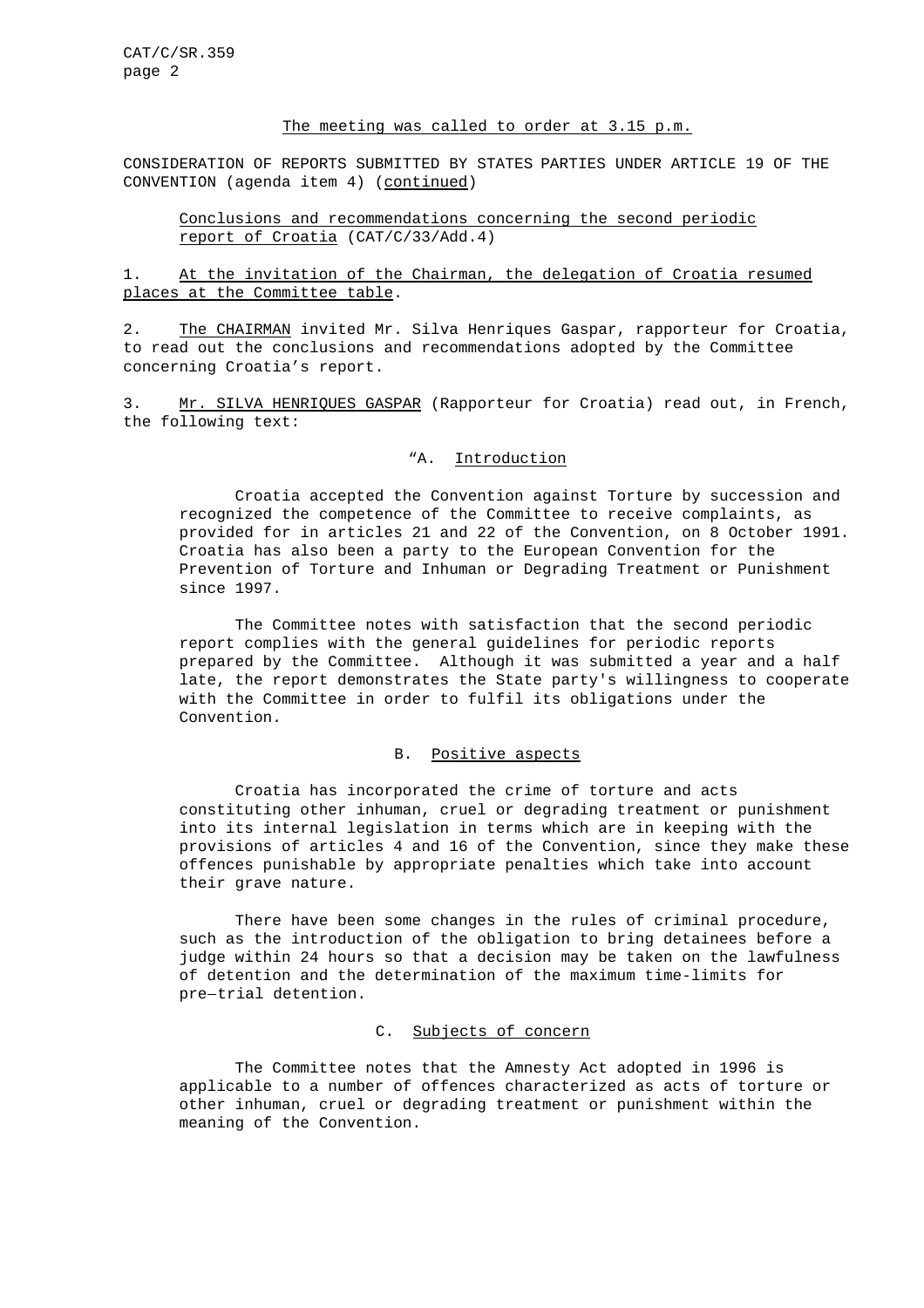The meeting was called to order at 3.15 p.m.

CONSIDERATION OF REPORTS SUBMITTED BY STATES PARTIES UNDER ARTICLE 19 OF THE CONVENTION (agenda item 4) (continued)

Conclusions and recommendations concerning the second periodic report of Croatia (CAT/C/33/Add.4)

1. At the invitation of the Chairman, the delegation of Croatia resumed places at the Committee table.

2. The CHAIRMAN invited Mr. Silva Henriques Gaspar, rapporteur for Croatia, to read out the conclusions and recommendations adopted by the Committee concerning Croatia's report.

3. Mr. SILVA HENRIQUES GASPAR (Rapporteur for Croatia) read out, in French, the following text:

"A. Introduction

Croatia accepted the Convention against Torture by succession and recognized the competence of the Committee to receive complaints, as provided for in articles 21 and 22 of the Convention, on 8 October 1991. Croatia has also been a party to the European Convention for the Prevention of Torture and Inhuman or Degrading Treatment or Punishment since 1997.

The Committee notes with satisfaction that the second periodic report complies with the general guidelines for periodic reports prepared by the Committee. Although it was submitted a year and a half late, the report demonstrates the State party's willingness to cooperate with the Committee in order to fulfil its obligations under the Convention.

B. Positive aspects

Croatia has incorporated the crime of torture and acts constituting other inhuman, cruel or degrading treatment or punishment into its internal legislation in terms which are in keeping with the provisions of articles 4 and 16 of the Convention, since they make these offences punishable by appropriate penalties which take into account their grave nature.

There have been some changes in the rules of criminal procedure, such as the introduction of the obligation to bring detainees before a judge within 24 hours so that a decision may be taken on the lawfulness of detention and the determination of the maximum time-limits for pre—trial detention.

C. Subjects of concern

The Committee notes that the Amnesty Act adopted in 1996 is applicable to a number of offences characterized as acts of torture or other inhuman, cruel or degrading treatment or punishment within the meaning of the Convention.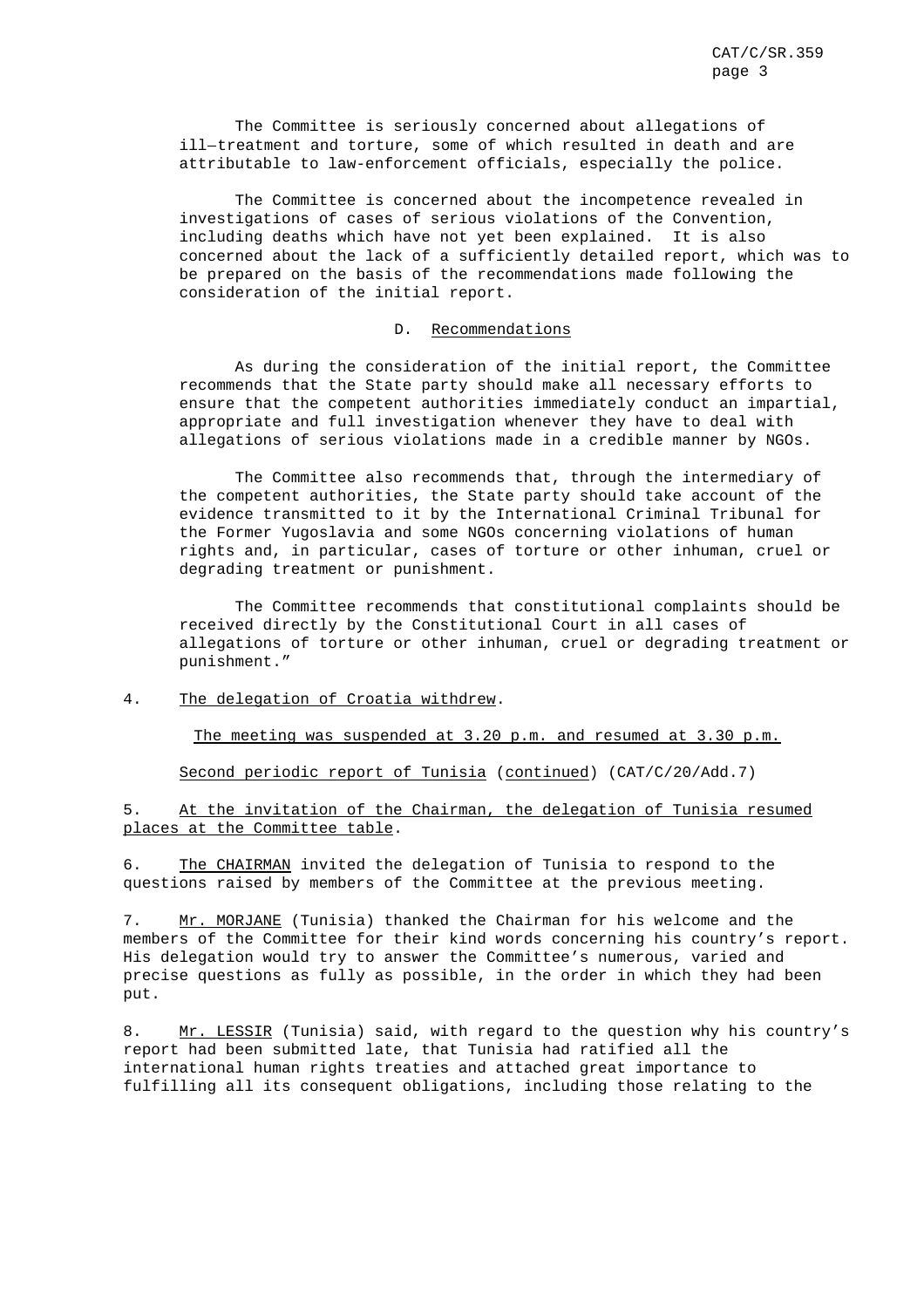The Committee is seriously concerned about allegations of ill–treatment and torture, some of which resulted in death and are attributable to law-enforcement officials, especially the police.

The Committee is concerned about the incompetence revealed in investigations of cases of serious violations of the Convention, including deaths which have not yet been explained. It is also concerned about the lack of a sufficiently detailed report, which was to be prepared on the basis of the recommendations made following the consideration of the initial report.

D. Recommendations

As during the consideration of the initial report, the Committee recommends that the State party should make all necessary efforts to ensure that the competent authorities immediately conduct an impartial, appropriate and full investigation whenever they have to deal with allegations of serious violations made in a credible manner by NGOs.

The Committee also recommends that, through the intermediary of the competent authorities, the State party should take account of the evidence transmitted to it by the International Criminal Tribunal for the Former Yugoslavia and some NGOs concerning violations of human rights and, in particular, cases of torture or other inhuman, cruel or degrading treatment or punishment.

The Committee recommends that constitutional complaints should be received directly by the Constitutional Court in all cases of allegations of torture or other inhuman, cruel or degrading treatment or punishment."

4. The delegation of Croatia withdrew.

The meeting was suspended at 3.20 p.m. and resumed at 3.30 p.m.

Second periodic report of Tunisia (continued) (CAT/C/20/Add.7)

5. At the invitation of the Chairman, the delegation of Tunisia resumed places at the Committee table.

6. The CHAIRMAN invited the delegation of Tunisia to respond to the questions raised by members of the Committee at the previous meeting.

7. Mr. MORJANE (Tunisia) thanked the Chairman for his welcome and the members of the Committee for their kind words concerning his country's report. His delegation would try to answer the Committee's numerous, varied and precise questions as fully as possible, in the order in which they had been put.

8. Mr. LESSIR (Tunisia) said, with regard to the question why his country's report had been submitted late, that Tunisia had ratified all the international human rights treaties and attached great importance to fulfilling all its consequent obligations, including those relating to the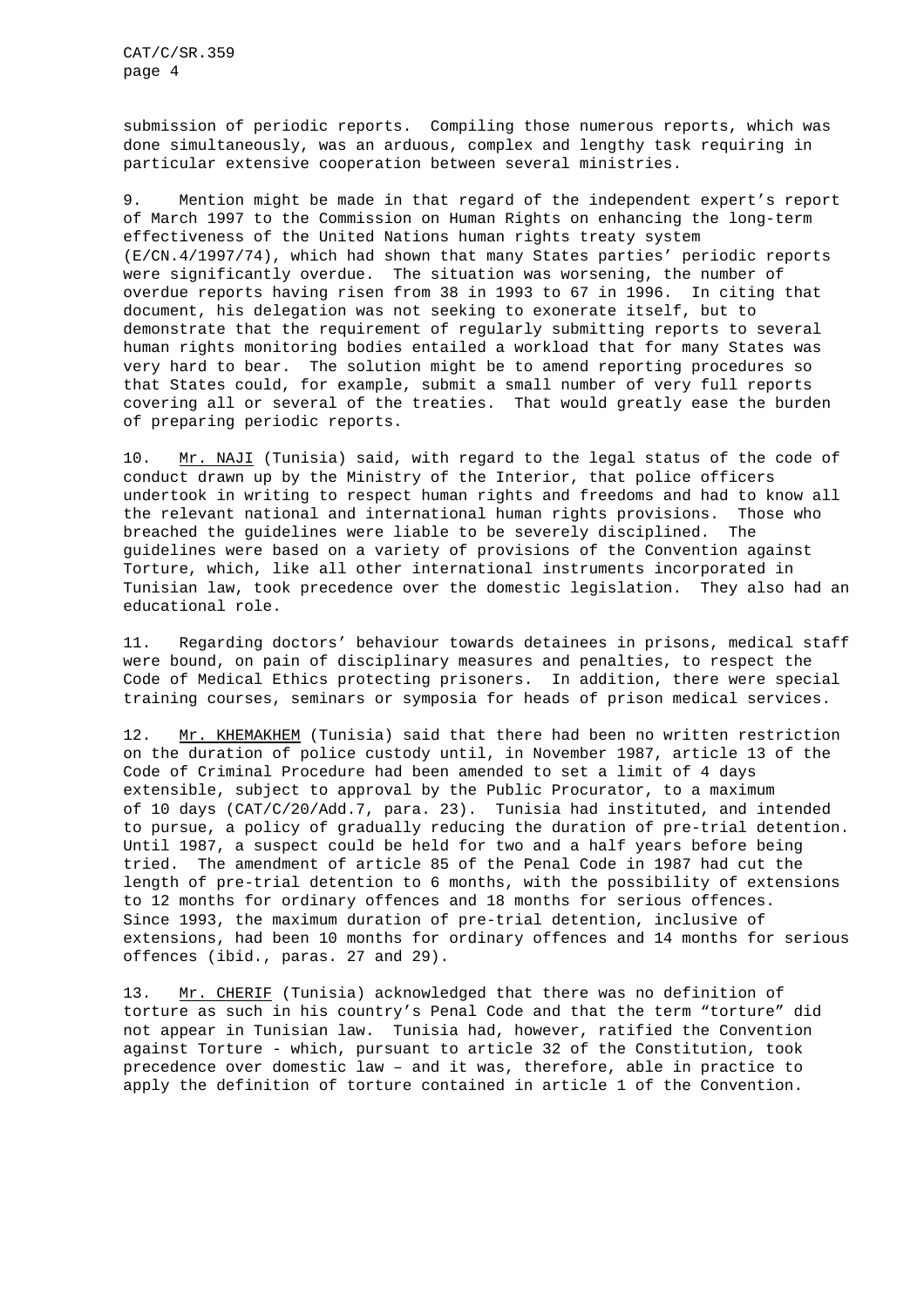submission of periodic reports. Compiling those numerous reports, which was done simultaneously, was an arduous, complex and lengthy task requiring in particular extensive cooperation between several ministries.

9. Mention might be made in that regard of the independent expert's report of March 1997 to the Commission on Human Rights on enhancing the long-term effectiveness of the United Nations human rights treaty system (E/CN.4/1997/74), which had shown that many States parties' periodic reports were significantly overdue. The situation was worsening, the number of overdue reports having risen from 38 in 1993 to 67 in 1996. In citing that document, his delegation was not seeking to exonerate itself, but to demonstrate that the requirement of regularly submitting reports to several human rights monitoring bodies entailed a workload that for many States was very hard to bear. The solution might be to amend reporting procedures so that States could, for example, submit a small number of very full reports covering all or several of the treaties. That would greatly ease the burden of preparing periodic reports.

10. Mr. NAJI (Tunisia) said, with regard to the legal status of the code of conduct drawn up by the Ministry of the Interior, that police officers undertook in writing to respect human rights and freedoms and had to know all the relevant national and international human rights provisions. Those who breached the guidelines were liable to be severely disciplined. The guidelines were based on a variety of provisions of the Convention against Torture, which, like all other international instruments incorporated in Tunisian law, took precedence over the domestic legislation. They also had an educational role.

11. Regarding doctors' behaviour towards detainees in prisons, medical staff were bound, on pain of disciplinary measures and penalties, to respect the Code of Medical Ethics protecting prisoners. In addition, there were special training courses, seminars or symposia for heads of prison medical services.

12. Mr. KHEMAKHEM (Tunisia) said that there had been no written restriction on the duration of police custody until, in November 1987, article 13 of the Code of Criminal Procedure had been amended to set a limit of 4 days extensible, subject to approval by the Public Procurator, to a maximum of 10 days (CAT/C/20/Add.7, para. 23). Tunisia had instituted, and intended to pursue, a policy of gradually reducing the duration of pre-trial detention. Until 1987, a suspect could be held for two and a half years before being tried. The amendment of article 85 of the Penal Code in 1987 had cut the length of pre-trial detention to 6 months, with the possibility of extensions to 12 months for ordinary offences and 18 months for serious offences. Since 1993, the maximum duration of pre-trial detention, inclusive of extensions, had been 10 months for ordinary offences and 14 months for serious offences (ibid., paras. 27 and 29).

13. Mr. CHERIF (Tunisia) acknowledged that there was no definition of torture as such in his country's Penal Code and that the term "torture" did not appear in Tunisian law. Tunisia had, however, ratified the Convention against Torture - which, pursuant to article 32 of the Constitution, took precedence over domestic law – and it was, therefore, able in practice to apply the definition of torture contained in article 1 of the Convention.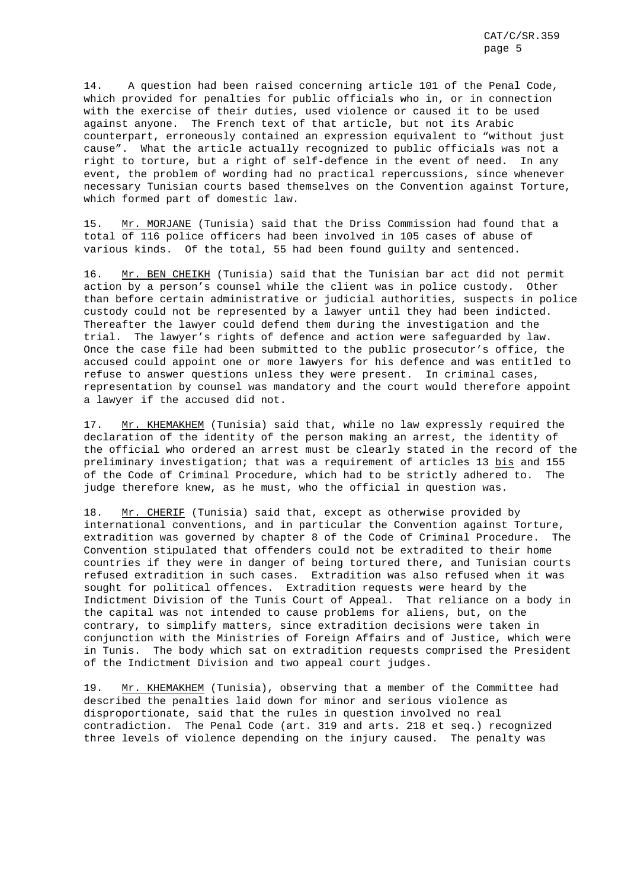14. A question had been raised concerning article 101 of the Penal Code, which provided for penalties for public officials who in, or in connection with the exercise of their duties, used violence or caused it to be used against anyone. The French text of that article, but not its Arabic counterpart, erroneously contained an expression equivalent to "without just cause". What the article actually recognized to public officials was not a right to torture, but a right of self-defence in the event of need. In any event, the problem of wording had no practical repercussions, since whenever necessary Tunisian courts based themselves on the Convention against Torture, which formed part of domestic law.

15. Mr. MORJANE (Tunisia) said that the Driss Commission had found that a total of 116 police officers had been involved in 105 cases of abuse of various kinds. Of the total, 55 had been found guilty and sentenced.

16. Mr. BEN CHEIKH (Tunisia) said that the Tunisian bar act did not permit action by a person's counsel while the client was in police custody. Other than before certain administrative or judicial authorities, suspects in police custody could not be represented by a lawyer until they had been indicted. Thereafter the lawyer could defend them during the investigation and the trial. The lawyer's rights of defence and action were safeguarded by law. Once the case file had been submitted to the public prosecutor's office, the accused could appoint one or more lawyers for his defence and was entitled to refuse to answer questions unless they were present. In criminal cases, representation by counsel was mandatory and the court would therefore appoint a lawyer if the accused did not.

17. Mr. KHEMAKHEM (Tunisia) said that, while no law expressly required the declaration of the identity of the person making an arrest, the identity of the official who ordered an arrest must be clearly stated in the record of the preliminary investigation; that was a requirement of articles 13 bis and 155 of the Code of Criminal Procedure, which had to be strictly adhered to. The judge therefore knew, as he must, who the official in question was.

18. Mr. CHERIF (Tunisia) said that, except as otherwise provided by international conventions, and in particular the Convention against Torture, extradition was governed by chapter 8 of the Code of Criminal Procedure. The Convention stipulated that offenders could not be extradited to their home countries if they were in danger of being tortured there, and Tunisian courts refused extradition in such cases. Extradition was also refused when it was sought for political offences. Extradition requests were heard by the Indictment Division of the Tunis Court of Appeal. That reliance on a body in the capital was not intended to cause problems for aliens, but, on the contrary, to simplify matters, since extradition decisions were taken in conjunction with the Ministries of Foreign Affairs and of Justice, which were in Tunis. The body which sat on extradition requests comprised the President of the Indictment Division and two appeal court judges.

19. Mr. KHEMAKHEM (Tunisia), observing that a member of the Committee had described the penalties laid down for minor and serious violence as disproportionate, said that the rules in question involved no real contradiction. The Penal Code (art. 319 and arts. 218 et seq.) recognized three levels of violence depending on the injury caused. The penalty was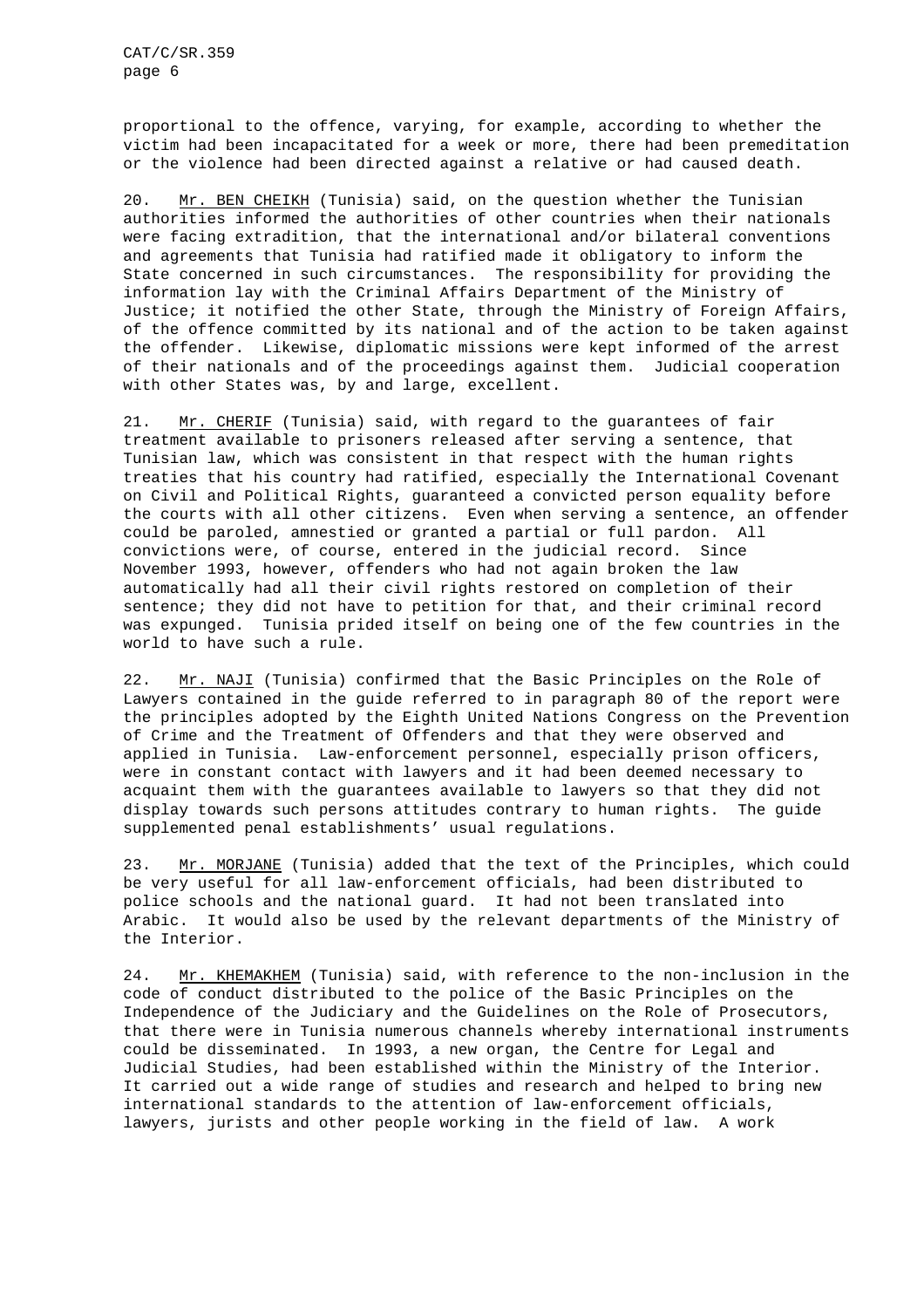proportional to the offence, varying, for example, according to whether the victim had been incapacitated for a week or more, there had been premeditation or the violence had been directed against a relative or had caused death.

20. Mr. BEN CHEIKH (Tunisia) said, on the question whether the Tunisian authorities informed the authorities of other countries when their nationals were facing extradition, that the international and/or bilateral conventions and agreements that Tunisia had ratified made it obligatory to inform the State concerned in such circumstances. The responsibility for providing the information lay with the Criminal Affairs Department of the Ministry of Justice; it notified the other State, through the Ministry of Foreign Affairs, of the offence committed by its national and of the action to be taken against the offender. Likewise, diplomatic missions were kept informed of the arrest of their nationals and of the proceedings against them. Judicial cooperation with other States was, by and large, excellent.

21. Mr. CHERIF (Tunisia) said, with regard to the guarantees of fair treatment available to prisoners released after serving a sentence, that Tunisian law, which was consistent in that respect with the human rights treaties that his country had ratified, especially the International Covenant on Civil and Political Rights, guaranteed a convicted person equality before the courts with all other citizens. Even when serving a sentence, an offender could be paroled, amnestied or granted a partial or full pardon. All convictions were, of course, entered in the judicial record. Since November 1993, however, offenders who had not again broken the law automatically had all their civil rights restored on completion of their sentence; they did not have to petition for that, and their criminal record was expunged. Tunisia prided itself on being one of the few countries in the world to have such a rule.

22. Mr. NAJI (Tunisia) confirmed that the Basic Principles on the Role of Lawyers contained in the guide referred to in paragraph 80 of the report were the principles adopted by the Eighth United Nations Congress on the Prevention of Crime and the Treatment of Offenders and that they were observed and applied in Tunisia. Law-enforcement personnel, especially prison officers, were in constant contact with lawyers and it had been deemed necessary to acquaint them with the guarantees available to lawyers so that they did not display towards such persons attitudes contrary to human rights. The guide supplemented penal establishments' usual regulations.

23. Mr. MORJANE (Tunisia) added that the text of the Principles, which could be very useful for all law-enforcement officials, had been distributed to police schools and the national guard. It had not been translated into Arabic. It would also be used by the relevant departments of the Ministry of the Interior.

24. Mr. KHEMAKHEM (Tunisia) said, with reference to the non-inclusion in the code of conduct distributed to the police of the Basic Principles on the Independence of the Judiciary and the Guidelines on the Role of Prosecutors, that there were in Tunisia numerous channels whereby international instruments could be disseminated. In 1993, a new organ, the Centre for Legal and Judicial Studies, had been established within the Ministry of the Interior. It carried out a wide range of studies and research and helped to bring new international standards to the attention of law-enforcement officials, lawyers, jurists and other people working in the field of law. A work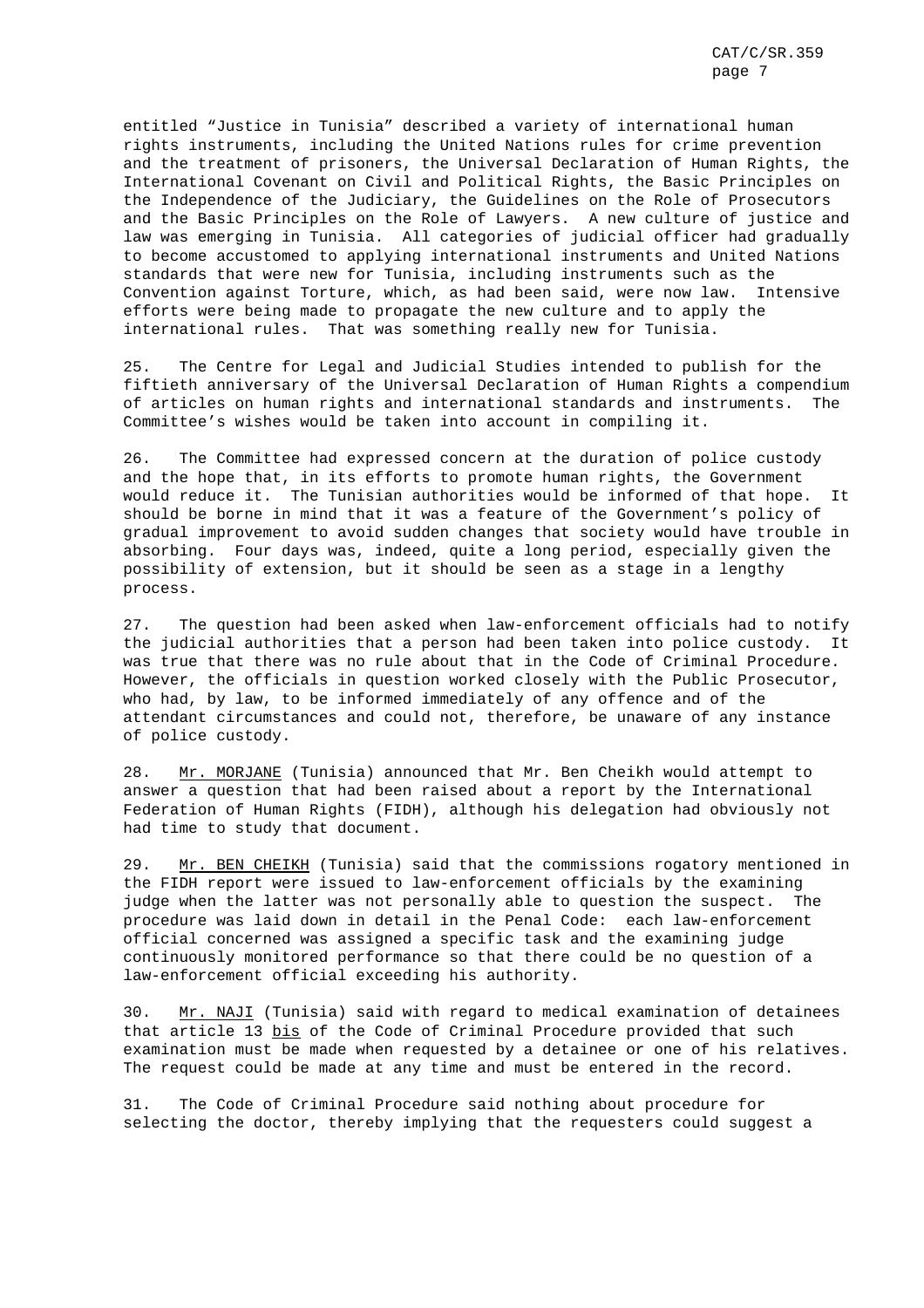entitled “Justice in Tunisia” described a variety of international human rights instruments, including the United Nations rules for crime prevention and the treatment of prisoners, the Universal Declaration of Human Rights, the International Covenant on Civil and Political Rights, the Basic Principles on the Independence of the Judiciary, the Guidelines on the Role of Prosecutors and the Basic Principles on the Role of Lawyers. A new culture of justice and law was emerging in Tunisia. All categories of judicial officer had gradually to become accustomed to applying international instruments and United Nations standards that were new for Tunisia, including instruments such as the Convention against Torture, which, as had been said, were now law. Intensive efforts were being made to propagate the new culture and to apply the international rules. That was something really new for Tunisia.

25. The Centre for Legal and Judicial Studies intended to publish for the fiftieth anniversary of the Universal Declaration of Human Rights a compendium of articles on human rights and international standards and instruments. The Committee’s wishes would be taken into account in compiling it.

26. The Committee had expressed concern at the duration of police custody and the hope that, in its efforts to promote human rights, the Government would reduce it. The Tunisian authorities would be informed of that hope. It should be borne in mind that it was a feature of the Government’s policy of gradual improvement to avoid sudden changes that society would have trouble in absorbing. Four days was, indeed, quite a long period, especially given the possibility of extension, but it should be seen as a stage in a lengthy process.

27. The question had been asked when law-enforcement officials had to notify the judicial authorities that a person had been taken into police custody. It was true that there was no rule about that in the Code of Criminal Procedure. However, the officials in question worked closely with the Public Prosecutor, who had, by law, to be informed immediately of any offence and of the attendant circumstances and could not, therefore, be unaware of any instance of police custody.

28. Mr. MORJANE (Tunisia) announced that Mr. Ben Cheikh would attempt to answer a question that had been raised about a report by the International Federation of Human Rights (FIDH), although his delegation had obviously not had time to study that document.

29. Mr. BEN CHEIKH (Tunisia) said that the commissions rogatory mentioned in the FIDH report were issued to law-enforcement officials by the examining judge when the latter was not personally able to question the suspect. The procedure was laid down in detail in the Penal Code: each law-enforcement official concerned was assigned a specific task and the examining judge continuously monitored performance so that there could be no question of a law-enforcement official exceeding his authority.

30. Mr. NAJI (Tunisia) said with regard to medical examination of detainees that article 13 *bis* of the Code of Criminal Procedure provided that such examination must be made when requested by a detainee or one of his relatives. The request could be made at any time and must be entered in the record.

31. The Code of Criminal Procedure said nothing about procedure for selecting the doctor, thereby implying that the requesters could suggest a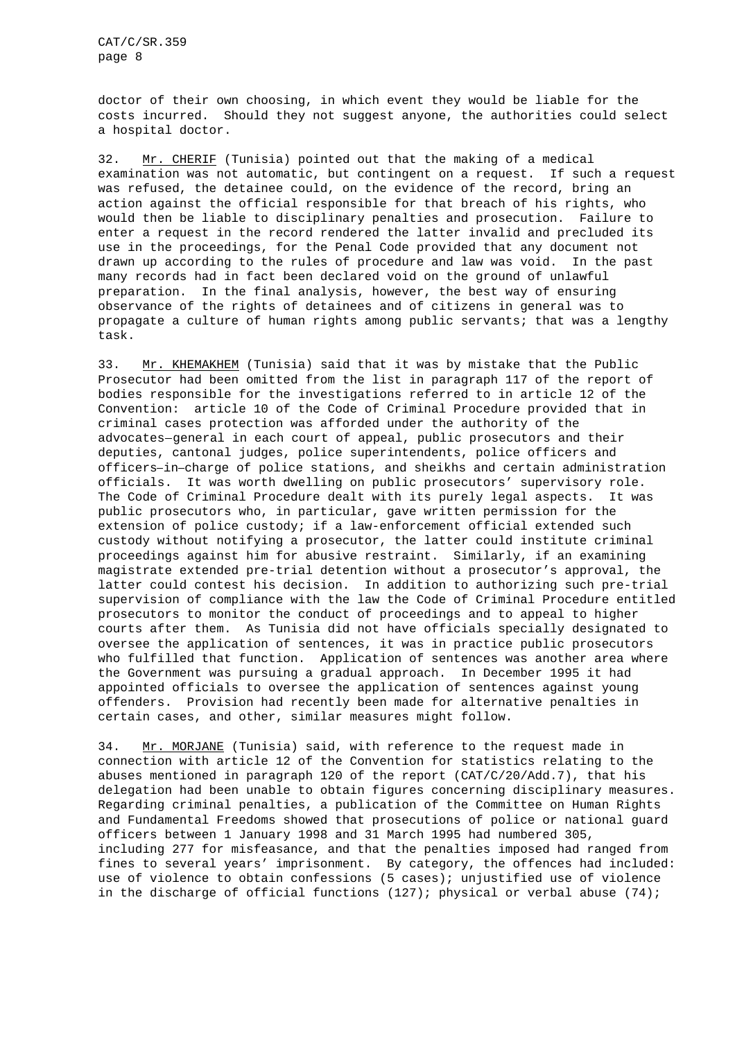doctor of their own choosing, in which event they would be liable for the costs incurred. Should they not suggest anyone, the authorities could select a hospital doctor.

32. Mr. CHERIF (Tunisia) pointed out that the making of a medical examination was not automatic, but contingent on a request. If such a request was refused, the detainee could, on the evidence of the record, bring an action against the official responsible for that breach of his rights, who would then be liable to disciplinary penalties and prosecution. Failure to enter a request in the record rendered the latter invalid and precluded its use in the proceedings, for the Penal Code provided that any document not drawn up according to the rules of procedure and law was void. In the past many records had in fact been declared void on the ground of unlawful preparation. In the final analysis, however, the best way of ensuring observance of the rights of detainees and of citizens in general was to propagate a culture of human rights among public servants; that was a lengthy task.

33. Mr. KHEMAKHEM (Tunisia) said that it was by mistake that the Public Prosecutor had been omitted from the list in paragraph 117 of the report of bodies responsible for the investigations referred to in article 12 of the Convention: article 10 of the Code of Criminal Procedure provided that in criminal cases protection was afforded under the authority of the advocates–general in each court of appeal, public prosecutors and their deputies, cantonal judges, police superintendents, police officers and officers–in–charge of police stations, and sheikhs and certain administration officials. It was worth dwelling on public prosecutors' supervisory role. The Code of Criminal Procedure dealt with its purely legal aspects. It was public prosecutors who, in particular, gave written permission for the extension of police custody; if a law-enforcement official extended such custody without notifying a prosecutor, the latter could institute criminal proceedings against him for abusive restraint. Similarly, if an examining magistrate extended pre-trial detention without a prosecutor's approval, the latter could contest his decision. In addition to authorizing such pre-trial supervision of compliance with the law the Code of Criminal Procedure entitled prosecutors to monitor the conduct of proceedings and to appeal to higher courts after them. As Tunisia did not have officials specially designated to oversee the application of sentences, it was in practice public prosecutors who fulfilled that function. Application of sentences was another area where the Government was pursuing a gradual approach. In December 1995 it had appointed officials to oversee the application of sentences against young offenders. Provision had recently been made for alternative penalties in certain cases, and other, similar measures might follow.

34. Mr. MORJANE (Tunisia) said, with reference to the request made in connection with article 12 of the Convention for statistics relating to the abuses mentioned in paragraph 120 of the report (CAT/C/20/Add.7), that his delegation had been unable to obtain figures concerning disciplinary measures. Regarding criminal penalties, a publication of the Committee on Human Rights and Fundamental Freedoms showed that prosecutions of police or national guard officers between 1 January 1998 and 31 March 1995 had numbered 305, including 277 for misfeasance, and that the penalties imposed had ranged from fines to several years' imprisonment. By category, the offences had included: use of violence to obtain confessions (5 cases); unjustified use of violence in the discharge of official functions (127); physical or verbal abuse (74);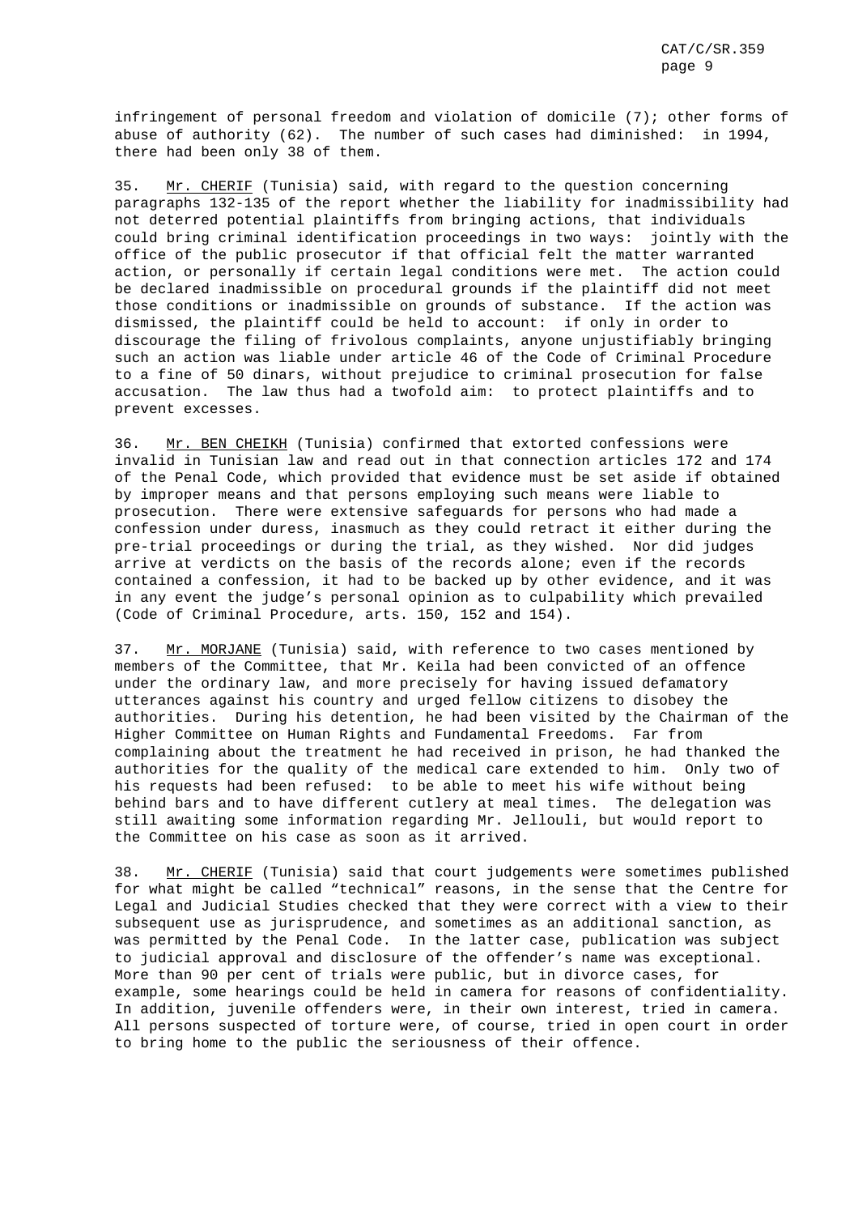infringement of personal freedom and violation of domicile (7); other forms of abuse of authority (62). The number of such cases had diminished: in 1994, there had been only 38 of them.

35. Mr. CHERIF (Tunisia) said, with regard to the question concerning paragraphs 132-135 of the report whether the liability for inadmissibility had not deterred potential plaintiffs from bringing actions, that individuals could bring criminal identification proceedings in two ways: jointly with the office of the public prosecutor if that official felt the matter warranted action, or personally if certain legal conditions were met. The action could be declared inadmissible on procedural grounds if the plaintiff did not meet those conditions or inadmissible on grounds of substance. If the action was dismissed, the plaintiff could be held to account: if only in order to discourage the filing of frivolous complaints, anyone unjustifiably bringing such an action was liable under article 46 of the Code of Criminal Procedure to a fine of 50 dinars, without prejudice to criminal prosecution for false accusation. The law thus had a twofold aim: to protect plaintiffs and to prevent excesses.

36. Mr. BEN CHEIKH (Tunisia) confirmed that extorted confessions were invalid in Tunisian law and read out in that connection articles 172 and 174 of the Penal Code, which provided that evidence must be set aside if obtained by improper means and that persons employing such means were liable to prosecution. There were extensive safeguards for persons who had made a confession under duress, inasmuch as they could retract it either during the pre-trial proceedings or during the trial, as they wished. Nor did judges arrive at verdicts on the basis of the records alone; even if the records contained a confession, it had to be backed up by other evidence, and it was in any event the judge's personal opinion as to culpability which prevailed (Code of Criminal Procedure, arts. 150, 152 and 154).

37. Mr. MORJANE (Tunisia) said, with reference to two cases mentioned by members of the Committee, that Mr. Keila had been convicted of an offence under the ordinary law, and more precisely for having issued defamatory utterances against his country and urged fellow citizens to disobey the authorities. During his detention, he had been visited by the Chairman of the Higher Committee on Human Rights and Fundamental Freedoms. Far from complaining about the treatment he had received in prison, he had thanked the authorities for the quality of the medical care extended to him. Only two of his requests had been refused: to be able to meet his wife without being behind bars and to have different cutlery at meal times. The delegation was still awaiting some information regarding Mr. Jellouli, but would report to the Committee on his case as soon as it arrived.

38. Mr. CHERIF (Tunisia) said that court judgements were sometimes published for what might be called "technical" reasons, in the sense that the Centre for Legal and Judicial Studies checked that they were correct with a view to their subsequent use as jurisprudence, and sometimes as an additional sanction, as was permitted by the Penal Code. In the latter case, publication was subject to judicial approval and disclosure of the offender's name was exceptional. More than 90 per cent of trials were public, but in divorce cases, for example, some hearings could be held in camera for reasons of confidentiality. In addition, juvenile offenders were, in their own interest, tried in camera. All persons suspected of torture were, of course, tried in open court in order to bring home to the public the seriousness of their offence.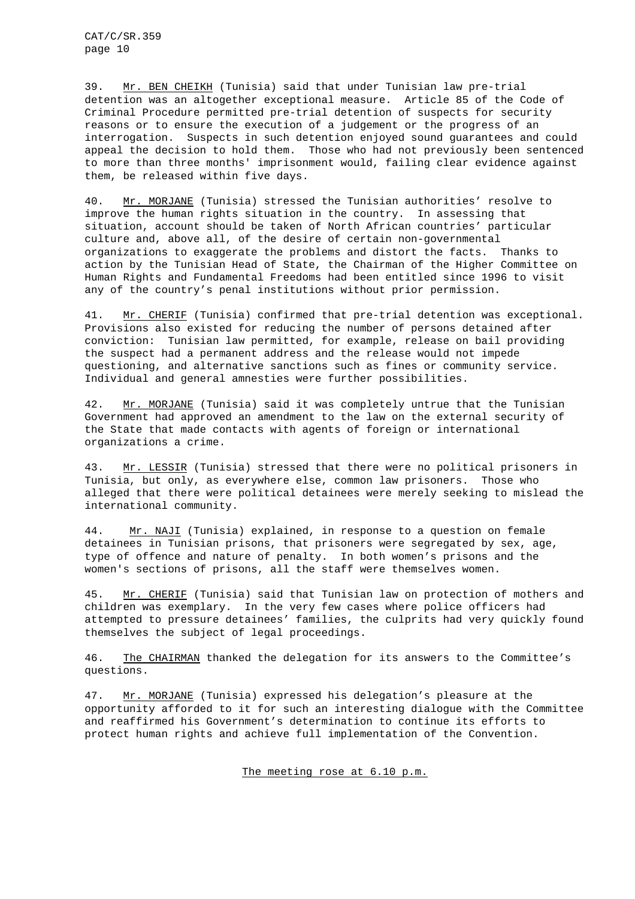39. Mr. BEN CHEIKH (Tunisia) said that under Tunisian law pre-trial detention was an altogether exceptional measure. Article 85 of the Code of Criminal Procedure permitted pre-trial detention of suspects for security reasons or to ensure the execution of a judgement or the progress of an interrogation. Suspects in such detention enjoyed sound guarantees and could appeal the decision to hold them. Those who had not previously been sentenced to more than three months' imprisonment would, failing clear evidence against them, be released within five days.

40. Mr. MORJANE (Tunisia) stressed the Tunisian authorities' resolve to improve the human rights situation in the country. In assessing that situation, account should be taken of North African countries' particular culture and, above all, of the desire of certain non-governmental organizations to exaggerate the problems and distort the facts. Thanks to action by the Tunisian Head of State, the Chairman of the Higher Committee on Human Rights and Fundamental Freedoms had been entitled since 1996 to visit any of the country's penal institutions without prior permission.

41. Mr. CHERIF (Tunisia) confirmed that pre-trial detention was exceptional. Provisions also existed for reducing the number of persons detained after conviction: Tunisian law permitted, for example, release on bail providing the suspect had a permanent address and the release would not impede questioning, and alternative sanctions such as fines or community service. Individual and general amnesties were further possibilities.

42. Mr. MORJANE (Tunisia) said it was completely untrue that the Tunisian Government had approved an amendment to the law on the external security of the State that made contacts with agents of foreign or international organizations a crime.

43. Mr. LESSIR (Tunisia) stressed that there were no political prisoners in Tunisia, but only, as everywhere else, common law prisoners. Those who alleged that there were political detainees were merely seeking to mislead the international community.

44. Mr. NAJI (Tunisia) explained, in response to a question on female detainees in Tunisian prisons, that prisoners were segregated by sex, age, type of offence and nature of penalty. In both women's prisons and the women's sections of prisons, all the staff were themselves women.

45. Mr. CHERIF (Tunisia) said that Tunisian law on protection of mothers and children was exemplary. In the very few cases where police officers had attempted to pressure detainees' families, the culprits had very quickly found themselves the subject of legal proceedings.

46. The CHAIRMAN thanked the delegation for its answers to the Committee's questions.

47. Mr. MORJANE (Tunisia) expressed his delegation's pleasure at the opportunity afforded to it for such an interesting dialogue with the Committee and reaffirmed his Government's determination to continue its efforts to protect human rights and achieve full implementation of the Convention.

The meeting rose at 6.10 p.m.